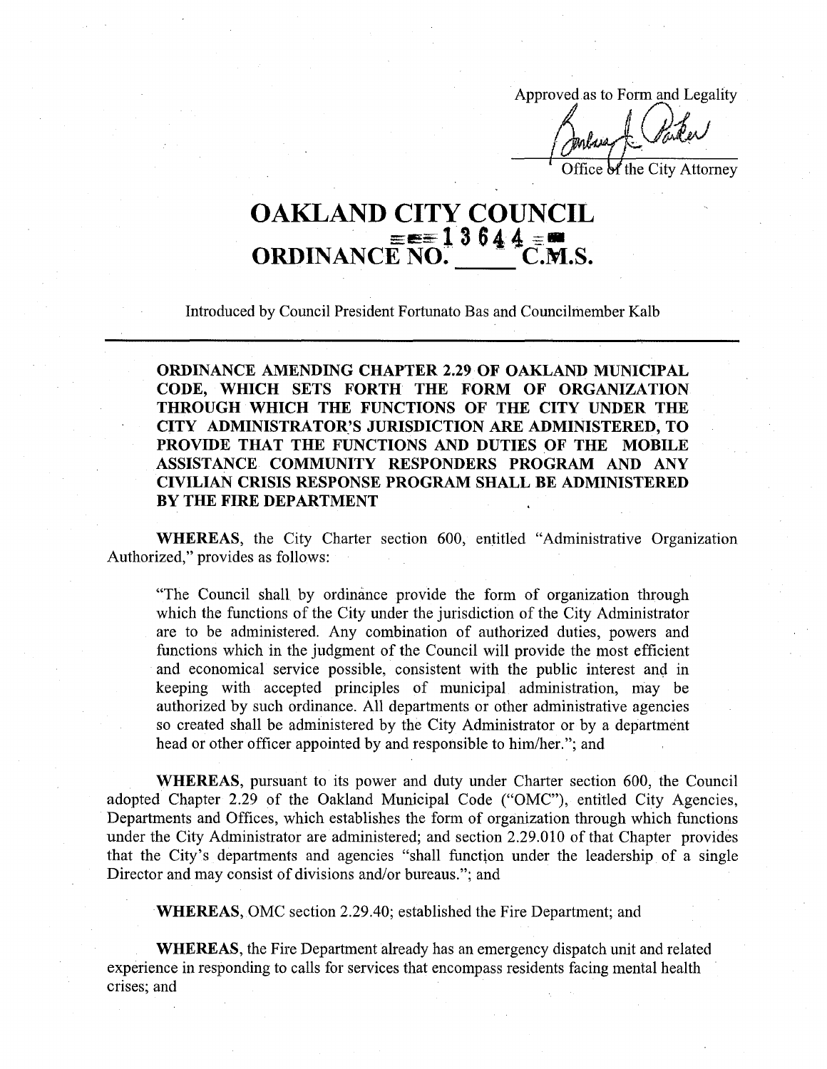Approved as to Form and Legality

Office of the City Attorney

# OAKLAND CITY COUNCIL

# ORDINANCE NO. 13644 C.M.S.

Introduced by Council President Fortunato Bas and Councilmember Kalb

**ORDINANCE AMENDING CHAPTER 2.29 OF OAKLAND MUNICIPAL CODE, WHICH SETS FORTH THE FORM OF ORGANIZATION THROUGH WHICH THE FUNCTIONS OF THE CITY UNDER THE CITY ADMINISTRATOR'S JURISDICTION ARE ADMINISTERED, TO PROVIDE THAT THE FUNCTIONS AND DUTIES OF THE MOBILE ASSISTANCE COMMUNITY RESPONDERS PROGRAM AND ANY CIVILIAN CRISIS RESPONSE PROGRAM SHALL BE ADMINISTERED BY THE FIRE DEPARTMENT**

**WHEREAS**, the City Charter section 600, entitled "Administrative Organization Authorized," provides as follows:

> "The Council shall by ordinance provide the form of organization through which the functions of the City under the jurisdiction of the City Administrator are to be administered. Any combination of authorized duties, powers and functions which in the judgment of the Council will provide the most efficient and economical service possible, consistent with the public interest and in keeping with accepted principles of municipal administration, may be authorized by such ordinance. All departments or other administrative agencies so created shall be administered by the City Administrator or by a department head or other officer appointed by and responsible to him/her."; and

**WHEREAS**, pursuant to its power and duty under Charter section 600, the Council adopted Chapter 2.29 of the Oakland Municipal Code ("OMC"), entitled City Agencies, Departments and Offices, which establishes the form of organization through which functions under the City Administrator are administered; and section 2.29.010 of that Chapter provides that the City's departments and agencies "shall function under the leadership of a single Director and may consist of divisions and/or bureaus."; and

**WHEREAS**, OMC section 2.29.40; established the Fire Department; and

**WHEREAS**, the Fire Department already has an emergency dispatch unit and related experience in responding to calls for services that encompass residents facing mental health crises; and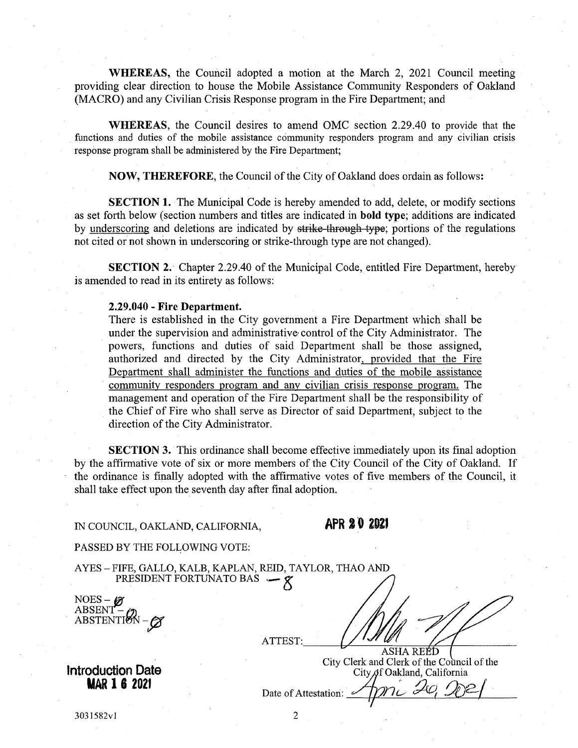**WHEREAS,** the Council adopted a motion at the March 2, 2021 Council meeting providing clear direction to house the Mobile Assistance Community Responders of Oakland (MACRO) and any Civilian Crisis Response program in the Fire Department; and

**WHEREAS**, the Council desires to amend OMC section 2.29.40 to provide that the functions and duties of the mobile assistance community responders program and any civilian crisis response program shall be administered by the Fire Department;

**NOW, THEREFORE**, the Council of the City of Oakland does ordain as follows:

**SECTION 1.** The Municipal Code is hereby amended to add, delete, or modify sections as set forth below (section numbers and titles are indicated in **bold type**; additions are indicated by <u>underscoring</u> and deletions are indicated by ~~strike-through type~~; portions of the regulations not cited or not shown in underscoring or strike-through type are not changed).

**SECTION 2.** Chapter 2.29.40 of the Municipal Code, entitled Fire Department, hereby is amended to read in its entirety as follows:

> **2.29.040 - Fire Department.**
> There is established in the City government a Fire Department which shall be under the supervision and administrative control of the City Administrator. The powers, functions and duties of said Department shall be those assigned, authorized and directed by the City Administrator<u>, provided that the Fire Department shall administer the functions and duties of the mobile assistance community responders program and any civilian crisis response program.</u> The management and operation of the Fire Department shall be the responsibility of the Chief of Fire who shall serve as Director of said Department, subject to the direction of the City Administrator.

**SECTION 3.** This ordinance shall become effective immediately upon its final adoption by the affirmative vote of six or more members of the City Council of the City of Oakland. If the ordinance is finally adopted with the affirmative votes of five members of the Council, it shall take effect upon the seventh day after final adoption.

IN COUNCIL, OAKLAND, CALIFORNIA, **APR 20 2021**

PASSED BY THE FOLLOWING VOTE:

AYES – FIFE, GALLO, KALB, KAPLAN, REID, TAYLOR, THAO AND PRESIDENT FORTUNATO BAS – 8

NOES – Ø
ABSENT – Ø
ABSTENTION – Ø

ATTEST: ______________________
ASHA REED
City Clerk and Clerk of the Council of the City of Oakland, California

Date of Attestation: April 20, 2021

**Introduction Date**
**MAR 16 2021**

3031582v1